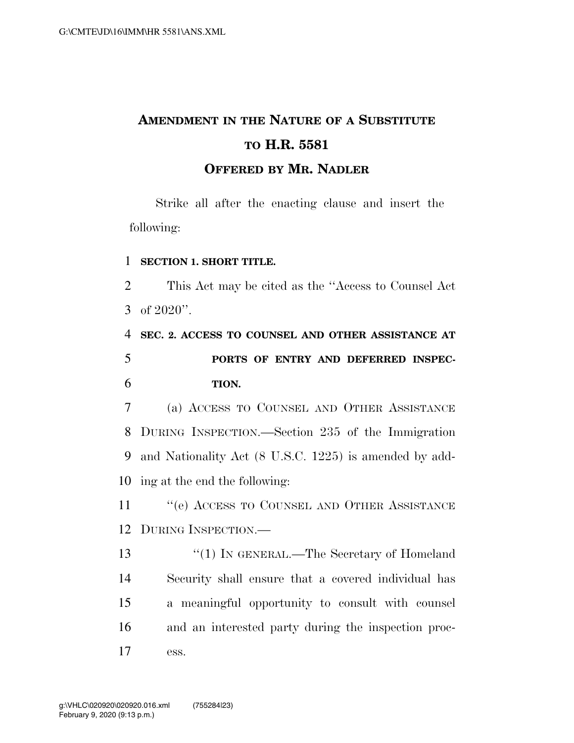# Amendment in the Nature of a Substitute to H.R. 5581

## Offered by Mr. Nadler

Strike all after the enacting clause and insert the following:

**SECTION 1. SHORT TITLE.**

This Act may be cited as the "Access to Counsel Act of 2020".

**SEC. 2. ACCESS TO COUNSEL AND OTHER ASSISTANCE AT PORTS OF ENTRY AND DEFERRED INSPECTION.**

(a) Access to Counsel and Other Assistance During Inspection.—Section 235 of the Immigration and Nationality Act (8 U.S.C. 1225) is amended by adding at the end the following:

"(e) Access to Counsel and Other Assistance During Inspection.—

"(1) In general.—The Secretary of Homeland Security shall ensure that a covered individual has a meaningful opportunity to consult with counsel and an interested party during the inspection process.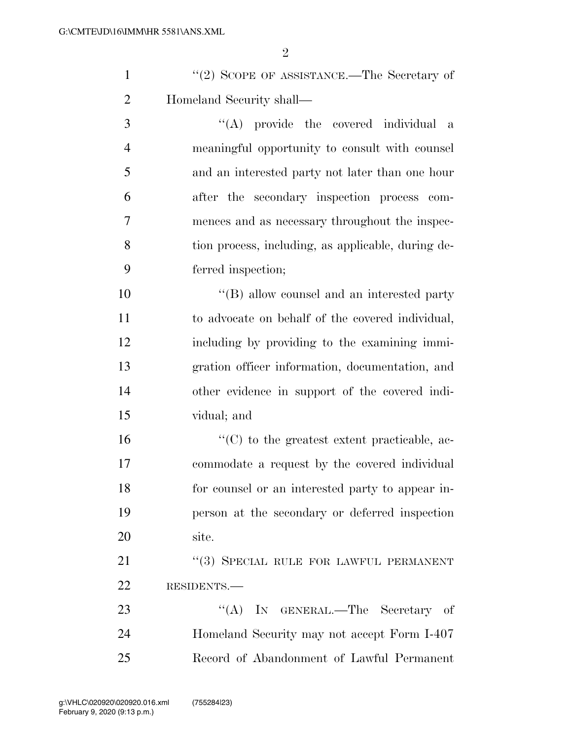"(2) SCOPE OF ASSISTANCE.—The Secretary of Homeland Security shall—

"(A) provide the covered individual a meaningful opportunity to consult with counsel and an interested party not later than one hour after the secondary inspection process commences and as necessary throughout the inspection process, including, as applicable, during deferred inspection;

"(B) allow counsel and an interested party to advocate on behalf of the covered individual, including by providing to the examining immigration officer information, documentation, and other evidence in support of the covered individual; and

"(C) to the greatest extent practicable, accommodate a request by the covered individual for counsel or an interested party to appear in-person at the secondary or deferred inspection site.

"(3) SPECIAL RULE FOR LAWFUL PERMANENT RESIDENTS.—

"(A) IN GENERAL.—The Secretary of Homeland Security may not accept Form I-407 Record of Abandonment of Lawful Permanent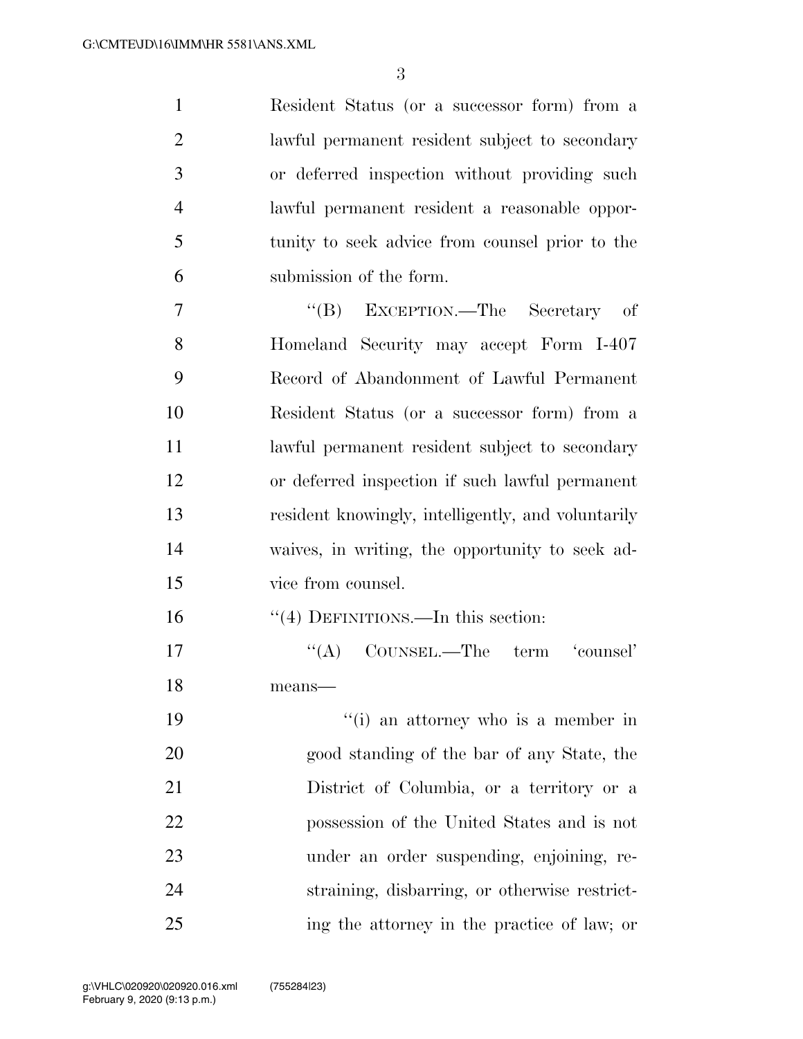Resident Status (or a successor form) from a lawful permanent resident subject to secondary or deferred inspection without providing such lawful permanent resident a reasonable opportunity to seek advice from counsel prior to the submission of the form.

''(B) EXCEPTION.—The Secretary of Homeland Security may accept Form I-407 Record of Abandonment of Lawful Permanent Resident Status (or a successor form) from a lawful permanent resident subject to secondary or deferred inspection if such lawful permanent resident knowingly, intelligently, and voluntarily waives, in writing, the opportunity to seek advice from counsel.

''(4) DEFINITIONS.—In this section:

''(A) COUNSEL.—The term 'counsel' means—

''(i) an attorney who is a member in good standing of the bar of any State, the District of Columbia, or a territory or a possession of the United States and is not under an order suspending, enjoining, restraining, disbarring, or otherwise restricting the attorney in the practice of law; or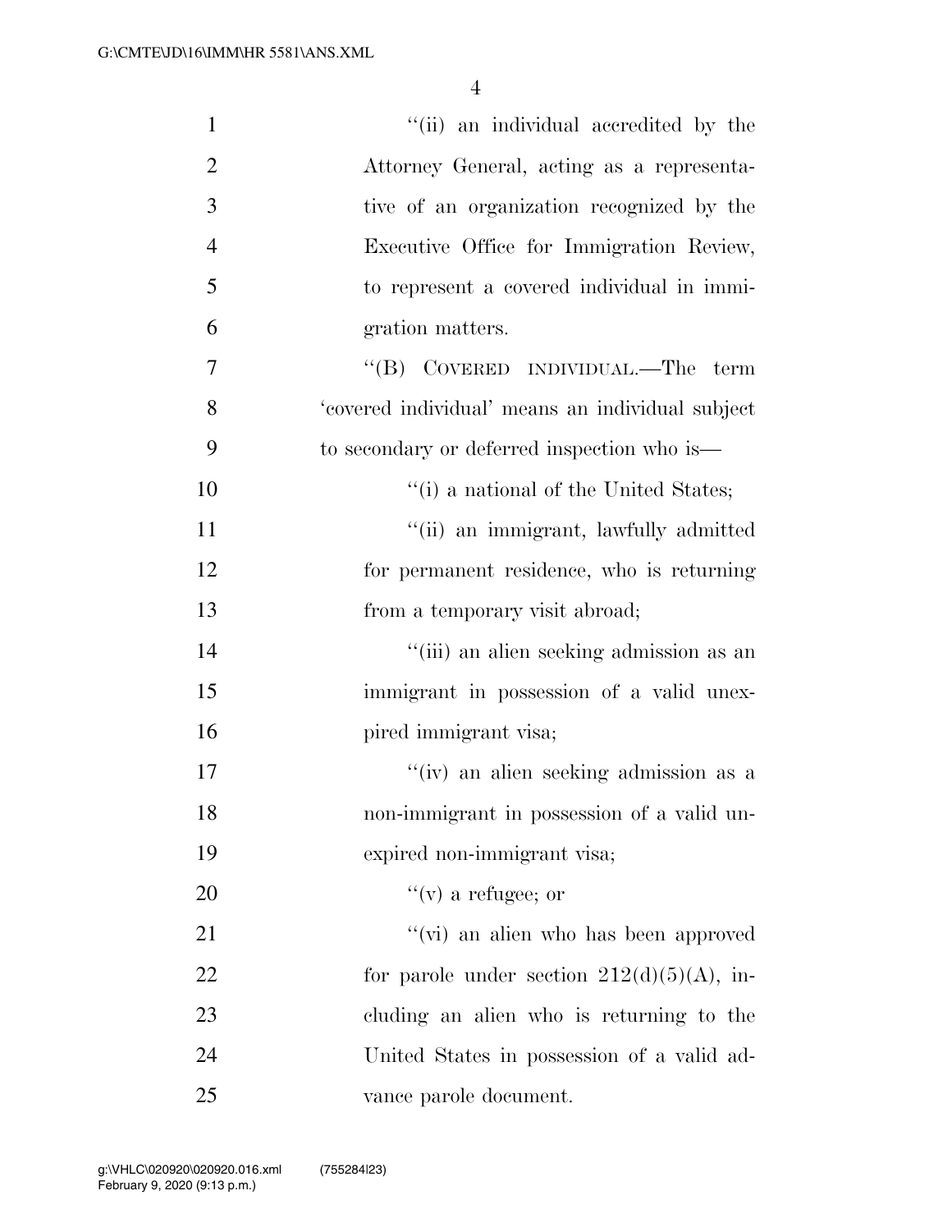''(ii) an individual accredited by the Attorney General, acting as a representative of an organization recognized by the Executive Office for Immigration Review, to represent a covered individual in immigration matters.

''(B) COVERED INDIVIDUAL.—The term 'covered individual' means an individual subject to secondary or deferred inspection who is—

''(i) a national of the United States;

''(ii) an immigrant, lawfully admitted for permanent residence, who is returning from a temporary visit abroad;

''(iii) an alien seeking admission as an immigrant in possession of a valid unexpired immigrant visa;

''(iv) an alien seeking admission as a non-immigrant in possession of a valid unexpired non-immigrant visa;

''(v) a refugee; or

''(vi) an alien who has been approved for parole under section 212(d)(5)(A), including an alien who is returning to the United States in possession of a valid advance parole document.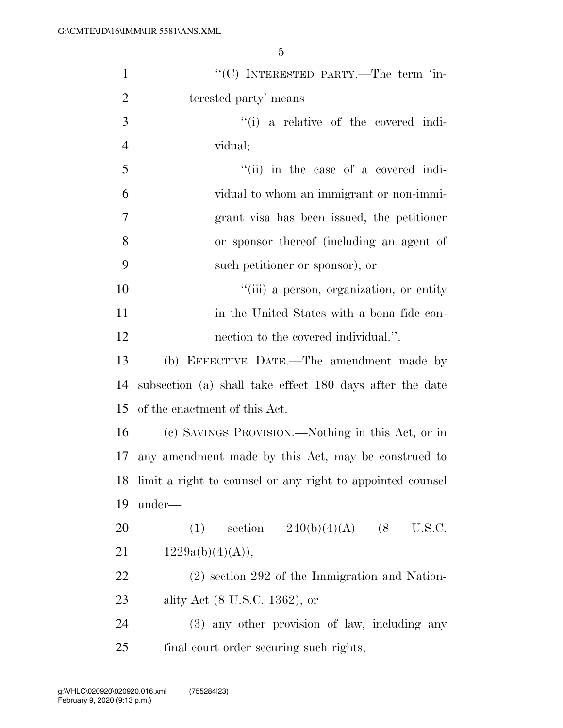"(C) INTERESTED PARTY.—The term 'interested party' means—

"(i) a relative of the covered individual;

"(ii) in the case of a covered individual to whom an immigrant or non-immigrant visa has been issued, the petitioner or sponsor thereof (including an agent of such petitioner or sponsor); or

"(iii) a person, organization, or entity in the United States with a bona fide connection to the covered individual.".

(b) EFFECTIVE DATE.—The amendment made by subsection (a) shall take effect 180 days after the date of the enactment of this Act.

(c) SAVINGS PROVISION.—Nothing in this Act, or in any amendment made by this Act, may be construed to limit a right to counsel or any right to appointed counsel under—

(1) section 240(b)(4)(A) (8 U.S.C. 1229a(b)(4)(A)),

(2) section 292 of the Immigration and Nationality Act (8 U.S.C. 1362), or

(3) any other provision of law, including any final court order securing such rights,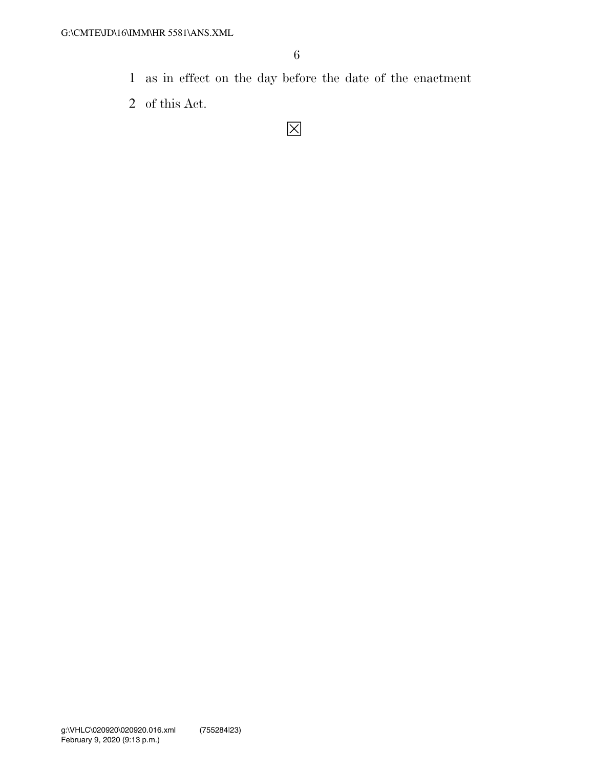as in effect on the day before the date of the enactment of this Act.